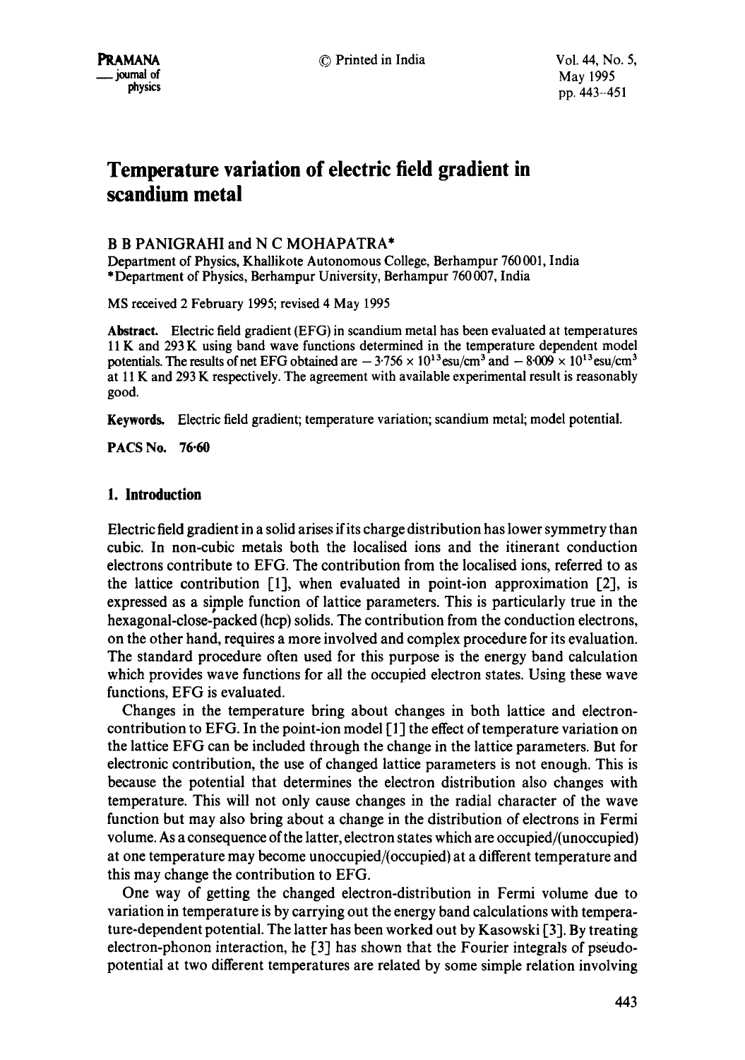# Temperature variation of electric field gradient in scandium metal

B B PANIGRAHI and N C MOHAPATRA*

Department of Physics, Khallikote Autonomous College, Berhampur 760 001, India
*Department of Physics, Berhampur University, Berhampur 760 007, India

MS received 2 February 1995; revised 4 May 1995

**Abstract.** Electric field gradient (EFG) in scandium metal has been evaluated at temperatures 11 K and 293 K using band wave functions determined in the temperature dependent model potentials. The results of net EFG obtained are $-3{\cdot}756 \times 10^{13}\,\text{esu/cm}^3$ and $-8{\cdot}009 \times 10^{13}\,\text{esu/cm}^3$ at 11 K and 293 K respectively. The agreement with available experimental result is reasonably good.

**Keywords.** Electric field gradient; temperature variation; scandium metal; model potential.

**PACS No. 76·60**

## 1. Introduction

Electric field gradient in a solid arises if its charge distribution has lower symmetry than cubic. In non-cubic metals both the localised ions and the itinerant conduction electrons contribute to EFG. The contribution from the localised ions, referred to as the lattice contribution [1], when evaluated in point-ion approximation [2], is expressed as a simple function of lattice parameters. This is particularly true in the hexagonal-close-packed (hcp) solids. The contribution from the conduction electrons, on the other hand, requires a more involved and complex procedure for its evaluation. The standard procedure often used for this purpose is the energy band calculation which provides wave functions for all the occupied electron states. Using these wave functions, EFG is evaluated.

Changes in the temperature bring about changes in both lattice and electron-contribution to EFG. In the point-ion model [1] the effect of temperature variation on the lattice EFG can be included through the change in the lattice parameters. But for electronic contribution, the use of changed lattice parameters is not enough. This is because the potential that determines the electron distribution also changes with temperature. This will not only cause changes in the radial character of the wave function but may also bring about a change in the distribution of electrons in Fermi volume. As a consequence of the latter, electron states which are occupied/(unoccupied) at one temperature may become unoccupied/(occupied) at a different temperature and this may change the contribution to EFG.

One way of getting the changed electron-distribution in Fermi volume due to variation in temperature is by carrying out the energy band calculations with temperature-dependent potential. The latter has been worked out by Kasowski [3]. By treating electron-phonon interaction, he [3] has shown that the Fourier integrals of pseudopotential at two different temperatures are related by some simple relation involving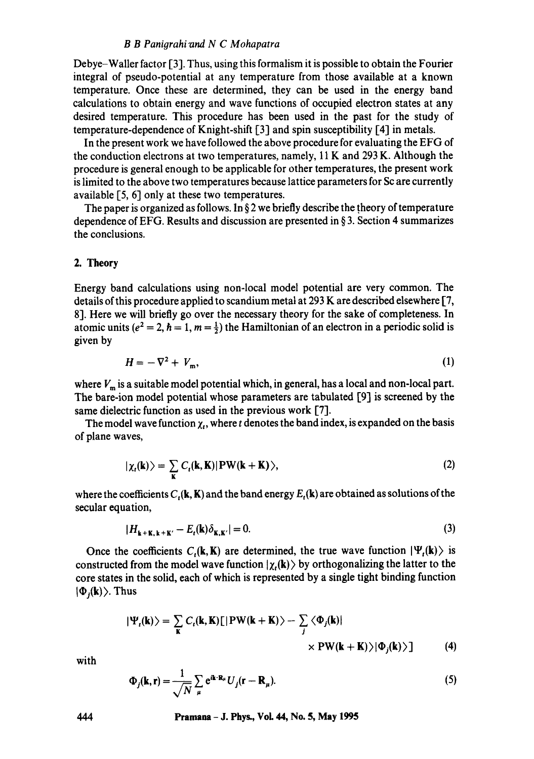Debye–Waller factor [3]. Thus, using this formalism it is possible to obtain the Fourier integral of pseudo-potential at any temperature from those available at a known temperature. Once these are determined, they can be used in the energy band calculations to obtain energy and wave functions of occupied electron states at any desired temperature. This procedure has been used in the past for the study of temperature-dependence of Knight-shift [3] and spin susceptibility [4] in metals.

In the present work we have followed the above procedure for evaluating the EFG of the conduction electrons at two temperatures, namely, 11 K and 293 K. Although the procedure is general enough to be applicable for other temperatures, the present work is limited to the above two temperatures because lattice parameters for Sc are currently available [5, 6] only at these two temperatures.

The paper is organized as follows. In § 2 we briefly describe the theory of temperature dependence of EFG. Results and discussion are presented in § 3. Section 4 summarizes the conclusions.

## 2. Theory

Energy band calculations using non-local model potential are very common. The details of this procedure applied to scandium metal at 293 K are described elsewhere [7, 8]. Here we will briefly go over the necessary theory for the sake of completeness. In atomic units ($e^2 = 2, \hbar = 1, m = \frac{1}{2}$) the Hamiltonian of an electron in a periodic solid is given by

$$H = -\nabla^2 + V_m, \tag{1}$$

where $V_m$ is a suitable model potential which, in general, has a local and non-local part. The bare-ion model potential whose parameters are tabulated [9] is screened by the same dielectric function as used in the previous work [7].

The model wave function $\chi_t$, where $t$ denotes the band index, is expanded on the basis of plane waves,

$$|\chi_t(\mathbf{k})\rangle = \sum_{\mathbf{K}} C_t(\mathbf{k}, \mathbf{K}) |\mathrm{PW}(\mathbf{k} + \mathbf{K})\rangle, \tag{2}$$

where the coefficients $C_t(\mathbf{k}, \mathbf{K})$ and the band energy $E_t(\mathbf{k})$ are obtained as solutions of the secular equation,

$$|H_{\mathbf{k}+\mathbf{K},\mathbf{k}+\mathbf{K}'} - E_t(\mathbf{k})\delta_{\mathbf{K},\mathbf{K}'}| = 0. \tag{3}$$

Once the coefficients $C_t(\mathbf{k}, \mathbf{K})$ are determined, the true wave function $|\Psi_t(\mathbf{k})\rangle$ is constructed from the model wave function $|\chi_t(\mathbf{k})\rangle$ by orthogonalizing the latter to the core states in the solid, each of which is represented by a single tight binding function $|\Phi_j(\mathbf{k})\rangle$. Thus

$$|\Psi_t(\mathbf{k})\rangle = \sum_{\mathbf{K}} C_t(\mathbf{k}, \mathbf{K})[|\mathrm{PW}(\mathbf{k} + \mathbf{K})\rangle - \sum_j \langle \Phi_j(\mathbf{k})| \times \mathrm{PW}(\mathbf{k} + \mathbf{K})\rangle |\Phi_j(\mathbf{k})\rangle] \tag{4}$$

with

$$\Phi_j(\mathbf{k}, \mathbf{r}) = \frac{1}{\sqrt{N}} \sum_{\mu} e^{i\mathbf{k}\cdot\mathbf{R}_\mu} U_j(\mathbf{r} - \mathbf{R}_\mu). \tag{5}$$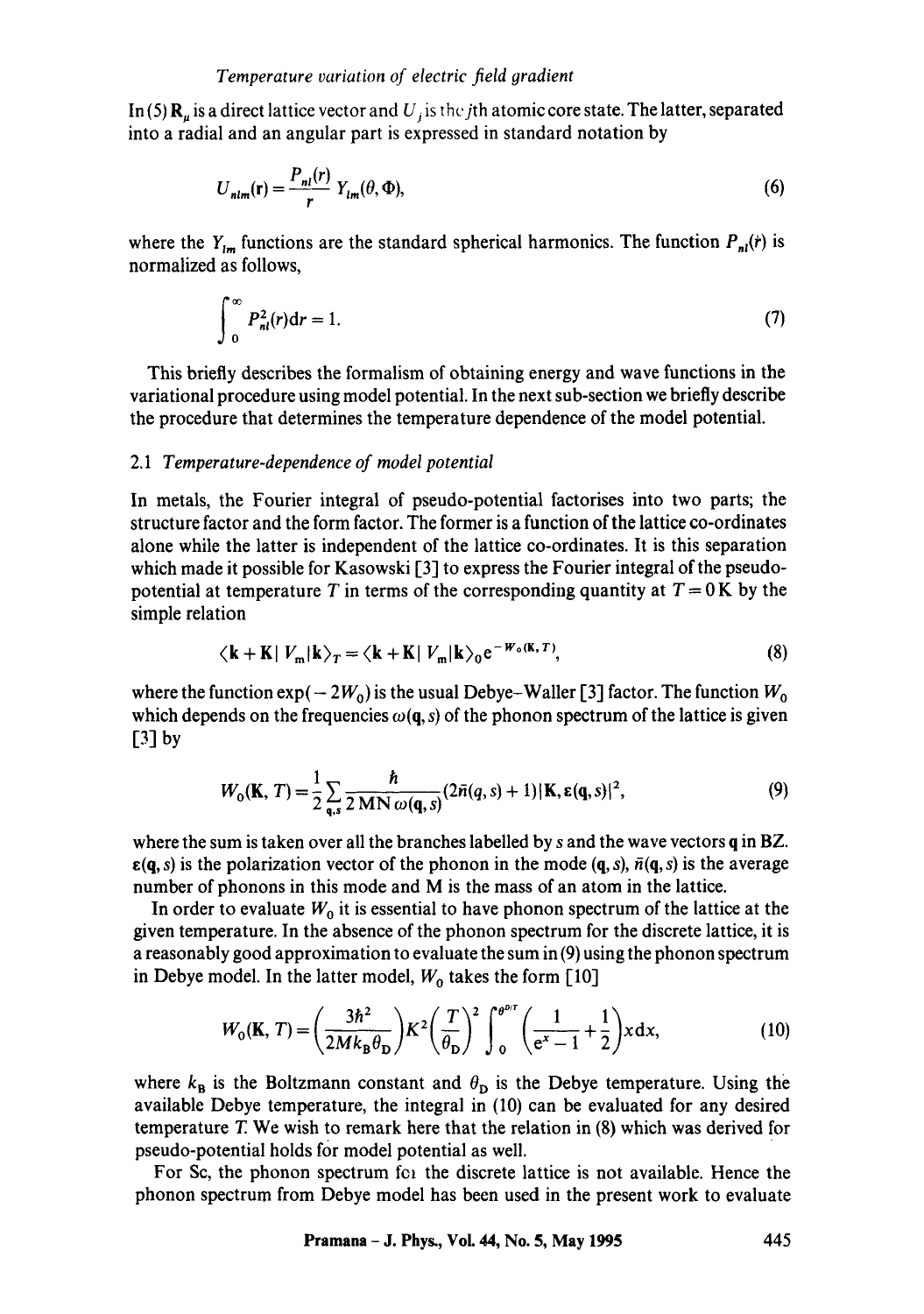In (5) $\mathbf{R}_\mu$ is a direct lattice vector and $U_j$ is the $j$th atomic core state. The latter, separated into a radial and an angular part is expressed in standard notation by

$$U_{nlm}(\mathbf{r}) = \frac{P_{nl}(r)}{r} Y_{lm}(\theta, \Phi), \tag{6}$$

where the $Y_{lm}$ functions are the standard spherical harmonics. The function $P_{nl}(r)$ is normalized as follows,

$$\int_0^\infty P_{nl}^2(r)\mathrm{d}r = 1. \tag{7}$$

This briefly describes the formalism of obtaining energy and wave functions in the variational procedure using model potential. In the next sub-section we briefly describe the procedure that determines the temperature dependence of the model potential.

### 2.1 *Temperature-dependence of model potential*

In metals, the Fourier integral of pseudo-potential factorises into two parts; the structure factor and the form factor. The former is a function of the lattice co-ordinates alone while the latter is independent of the lattice co-ordinates. It is this separation which made it possible for Kasowski [3] to express the Fourier integral of the pseudo-potential at temperature $T$ in terms of the corresponding quantity at $T = 0\,\mathrm{K}$ by the simple relation

$$\langle \mathbf{k}+\mathbf{K}|\, V_m |\mathbf{k}\rangle_T = \langle \mathbf{k}+\mathbf{K}|\, V_m |\mathbf{k}\rangle_0 \mathrm{e}^{-W_0(\mathbf{K},T)}, \tag{8}$$

where the function $\exp(-2W_0)$ is the usual Debye–Waller [3] factor. The function $W_0$ which depends on the frequencies $\omega(\mathbf{q}, s)$ of the phonon spectrum of the lattice is given [3] by

$$W_0(\mathbf{K}, T) = \frac{1}{2}\sum_{\mathbf{q},s} \frac{\hbar}{2\,\mathrm{MN}\,\omega(\mathbf{q},s)}(2\bar{n}(q,s)+1)|\mathbf{K}, \boldsymbol{\varepsilon}(\mathbf{q},s)|^2, \tag{9}$$

where the sum is taken over all the branches labelled by $s$ and the wave vectors $\mathbf{q}$ in BZ. $\boldsymbol{\varepsilon}(\mathbf{q}, s)$ is the polarization vector of the phonon in the mode $(\mathbf{q}, s)$, $\bar{n}(\mathbf{q}, s)$ is the average number of phonons in this mode and M is the mass of an atom in the lattice.

In order to evaluate $W_0$ it is essential to have phonon spectrum of the lattice at the given temperature. In the absence of the phonon spectrum for the discrete lattice, it is a reasonably good approximation to evaluate the sum in (9) using the phonon spectrum in Debye model. In the latter model, $W_0$ takes the form [10]

$$W_0(\mathbf{K}, T) = \left(\frac{3\hbar^2}{2Mk_\mathrm{B}\theta_\mathrm{D}}\right)K^2\left(\frac{T}{\theta_\mathrm{D}}\right)^2 \int_0^{\theta^{D/T}} \left(\frac{1}{\mathrm{e}^x - 1} + \frac{1}{2}\right)x\,\mathrm{d}x, \tag{10}$$

where $k_\mathrm{B}$ is the Boltzmann constant and $\theta_\mathrm{D}$ is the Debye temperature. Using the available Debye temperature, the integral in (10) can be evaluated for any desired temperature $T$. We wish to remark here that the relation in (8) which was derived for pseudo-potential holds for model potential as well.

For Sc, the phonon spectrum for the discrete lattice is not available. Hence the phonon spectrum from Debye model has been used in the present work to evaluate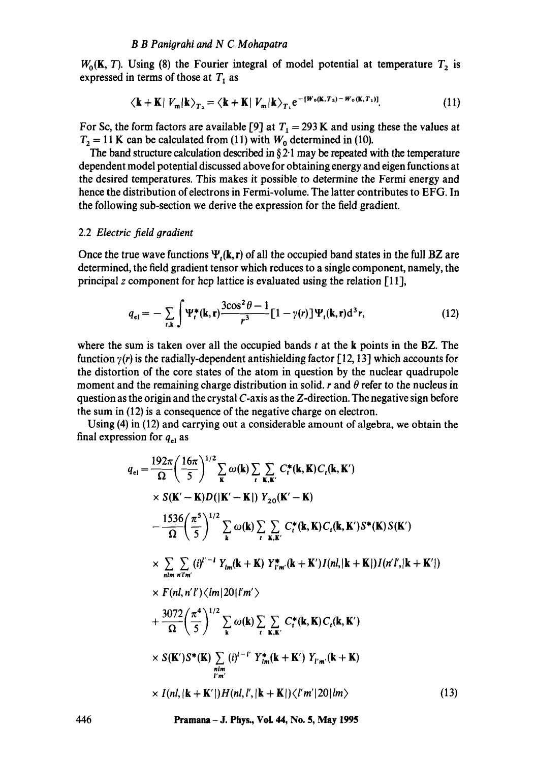$W_0(\mathbf{K}, T)$. Using (8) the Fourier integral of model potential at temperature $T_2$ is expressed in terms of those at $T_1$ as

$$\langle \mathbf{k}+\mathbf{K}|\, V_{\mathrm{m}}|\mathbf{k}\rangle_{T_2} = \langle \mathbf{k}+\mathbf{K}|\, V_{\mathrm{m}}|\mathbf{k}\rangle_{T_1} \mathrm{e}^{-[W_0(\mathbf{K},T_2) - W_0(\mathbf{K},T_1)]}. \tag{11}$$

For Sc, the form factors are available [9] at $T_1 = 293$ K and using these the values at $T_2 = 11$ K can be calculated from (11) with $W_0$ determined in (10).

The band structure calculation described in § 2·1 may be repeated with the temperature dependent model potential discussed above for obtaining energy and eigen functions at the desired temperatures. This makes it possible to determine the Fermi energy and hence the distribution of electrons in Fermi-volume. The latter contributes to EFG. In the following sub-section we derive the expression for the field gradient.

### 2.2 *Electric field gradient*

Once the true wave functions $\Psi_t(\mathbf{k}, \mathbf{r})$ of all the occupied band states in the full BZ are determined, the field gradient tensor which reduces to a single component, namely, the principal $z$ component for hcp lattice is evaluated using the relation [11],

$$q_{\mathrm{el}} = -\sum_{t,\mathbf{k}} \int \Psi_t^*(\mathbf{k}, \mathbf{r}) \frac{3\cos^2\theta - 1}{r^3} [1 - \gamma(r)] \Psi_t(\mathbf{k}, \mathbf{r}) \mathrm{d}^3 r, \tag{12}$$

where the sum is taken over all the occupied bands $t$ at the $\mathbf{k}$ points in the BZ. The function $\gamma(r)$ is the radially-dependent antishielding factor [12, 13] which accounts for the distortion of the core states of the atom in question by the nuclear quadrupole moment and the remaining charge distribution in solid. $r$ and $\theta$ refer to the nucleus in question as the origin and the crystal $C$-axis as the $Z$-direction. The negative sign before the sum in (12) is a consequence of the negative charge on electron.

Using (4) in (12) and carrying out a considerable amount of algebra, we obtain the final expression for $q_{\mathrm{el}}$ as

$$\begin{aligned}
q_{\mathrm{el}} = {} & \frac{192\pi}{\Omega}\left(\frac{16\pi}{5}\right)^{1/2} \sum_{\mathbf{K}} \omega(\mathbf{k}) \sum_{t} \sum_{\mathbf{K},\mathbf{K}'} C_t^*(\mathbf{k}, \mathbf{K}) C_t(\mathbf{k}, \mathbf{K}') \\
& \times S(\mathbf{K}' - \mathbf{K}) D(|\mathbf{K}' - \mathbf{K}|)\, Y_{20}(\mathbf{K}' - \mathbf{K}) \\
& - \frac{1536}{\Omega}\left(\frac{\pi^5}{5}\right)^{1/2} \sum_{\mathbf{k}} \omega(\mathbf{k}) \sum_{t} \sum_{\mathbf{K},\mathbf{K}'} C_t^*(\mathbf{k}, \mathbf{K}) C_t(\mathbf{k}, \mathbf{K}') S^*(\mathbf{K}) S(\mathbf{K}') \\
& \times \sum_{nlm} \sum_{n'l'm'} (i)^{l'-l}\, Y_{lm}(\mathbf{k} + \mathbf{K})\, Y_{l'm'}^*(\mathbf{k} + \mathbf{K}') I(nl, |\mathbf{k} + \mathbf{K}|) I(n'l', |\mathbf{k} + \mathbf{K}'|) \\
& \times F(nl, n'l') \langle lm|20|l'm' \rangle \\
& + \frac{3072}{\Omega}\left(\frac{\pi^4}{5}\right)^{1/2} \sum_{\mathbf{k}} \omega(\mathbf{k}) \sum_{t} \sum_{\mathbf{K},\mathbf{K}'} C_t^*(\mathbf{k}, \mathbf{K}) C_t(\mathbf{k}, \mathbf{K}') \\
& \times S(\mathbf{K}') S^*(\mathbf{K}) \sum_{\substack{nlm \\ l'm'}} (i)^{l-l'}\, Y_{lm}^*(\mathbf{k} + \mathbf{K}')\, Y_{l'm'}(\mathbf{k} + \mathbf{K}) \\
& \times I(nl, |\mathbf{k} + \mathbf{K}'|) H(nl, l', |\mathbf{k} + \mathbf{K}|) \langle l'm'|20|lm \rangle
\end{aligned} \tag{13}$$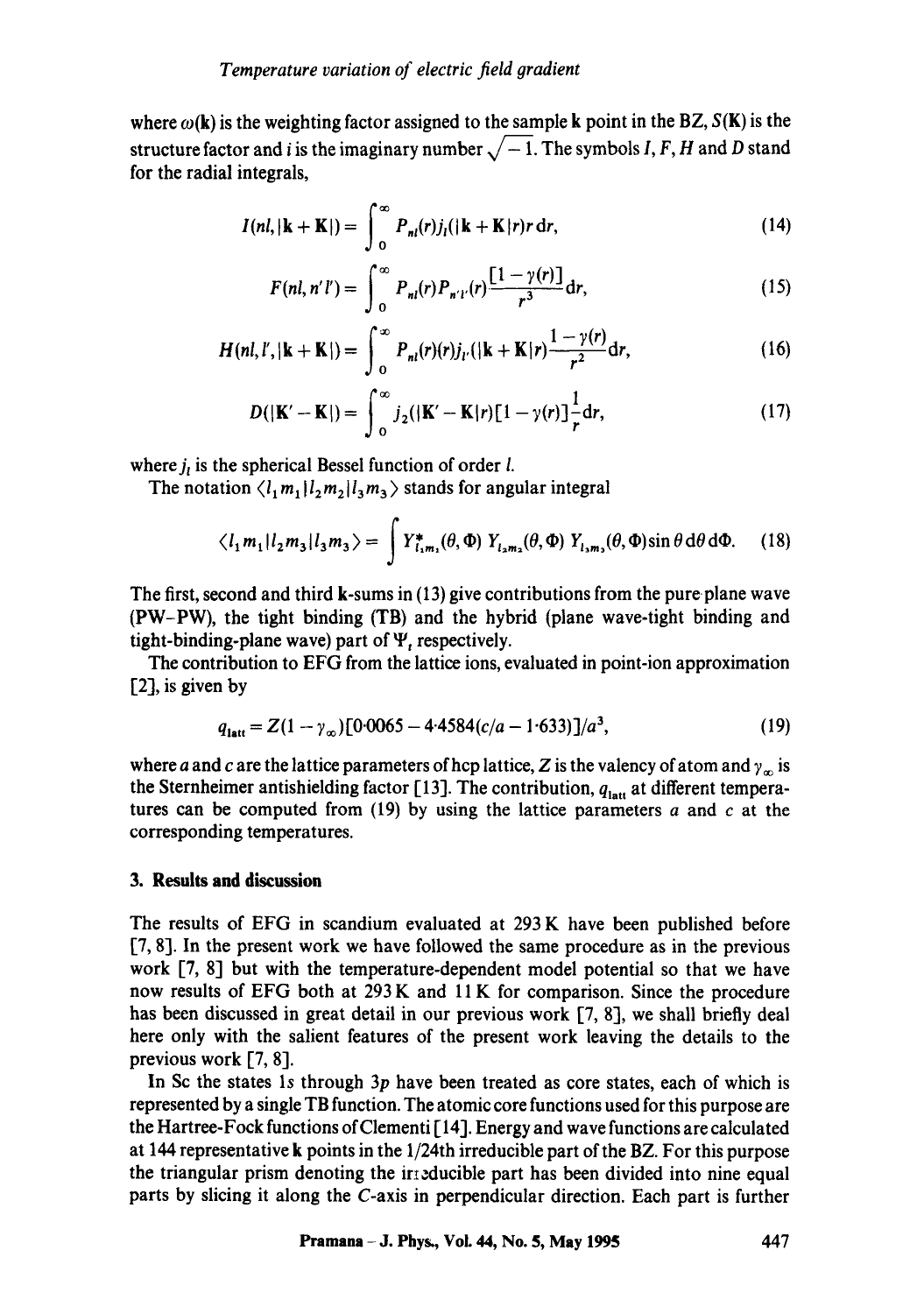where $\omega(\mathbf{k})$ is the weighting factor assigned to the sample $\mathbf{k}$ point in the BZ, $S(\mathbf{K})$ is the structure factor and $i$ is the imaginary number $\sqrt{-1}$. The symbols $I$, $F$, $H$ and $D$ stand for the radial integrals,

$$I(nl, |\mathbf{k}+\mathbf{K}|) = \int_0^\infty P_{nl}(r) j_l(|\mathbf{k}+\mathbf{K}|r) r \, \mathrm{d}r, \tag{14}$$

$$F(nl, n'l') = \int_0^\infty P_{nl}(r) P_{n'l'}(r) \frac{[1-\gamma(r)]}{r^3} \mathrm{d}r, \tag{15}$$

$$H(nl, l', |\mathbf{k}+\mathbf{K}|) = \int_0^\infty P_{nl}(r)(r) j_{l'}(|\mathbf{k}+\mathbf{K}|r) \frac{1-\gamma(r)}{r^2} \mathrm{d}r, \tag{16}$$

$$D(|\mathbf{K}'-\mathbf{K}|) = \int_0^\infty j_2(|\mathbf{K}'-\mathbf{K}|r)[1-\gamma(r)] \frac{1}{r} \mathrm{d}r, \tag{17}$$

where $j_l$ is the spherical Bessel function of order $l$.

The notation $\langle l_1 m_1 | l_2 m_2 | l_3 m_3 \rangle$ stands for angular integral

$$\langle l_1 m_1 | l_2 m_3 | l_3 m_3 \rangle = \int Y^*_{l_1 m_1}(\theta, \Phi)\, Y_{l_2 m_2}(\theta, \Phi)\, Y_{l_3 m_3}(\theta, \Phi) \sin\theta \, \mathrm{d}\theta \, \mathrm{d}\Phi. \tag{18}$$

The first, second and third $\mathbf{k}$-sums in (13) give contributions from the pure plane wave (PW–PW), the tight binding (TB) and the hybrid (plane wave-tight binding and tight-binding-plane wave) part of $\Psi_t$ respectively.

The contribution to EFG from the lattice ions, evaluated in point-ion approximation [2], is given by

$$q_{\mathrm{latt}} = Z(1-\gamma_\infty)[0{\cdot}0065 - 4{\cdot}4584(c/a - 1{\cdot}633)]/a^3, \tag{19}$$

where $a$ and $c$ are the lattice parameters of hcp lattice, $Z$ is the valency of atom and $\gamma_\infty$ is the Sternheimer antishielding factor [13]. The contribution, $q_{\mathrm{latt}}$ at different temperatures can be computed from (19) by using the lattice parameters $a$ and $c$ at the corresponding temperatures.

## 3. Results and discussion

The results of EFG in scandium evaluated at 293 K have been published before [7, 8]. In the present work we have followed the same procedure as in the previous work [7, 8] but with the temperature-dependent model potential so that we have now results of EFG both at 293 K and 11 K for comparison. Since the procedure has been discussed in great detail in our previous work [7, 8], we shall briefly deal here only with the salient features of the present work leaving the details to the previous work [7, 8].

In Sc the states 1s through 3p have been treated as core states, each of which is represented by a single TB function. The atomic core functions used for this purpose are the Hartree-Fock functions of Clementi [14]. Energy and wave functions are calculated at 144 representative $\mathbf{k}$ points in the 1/24th irreducible part of the BZ. For this purpose the triangular prism denoting the irreducible part has been divided into nine equal parts by slicing it along the $C$-axis in perpendicular direction. Each part is further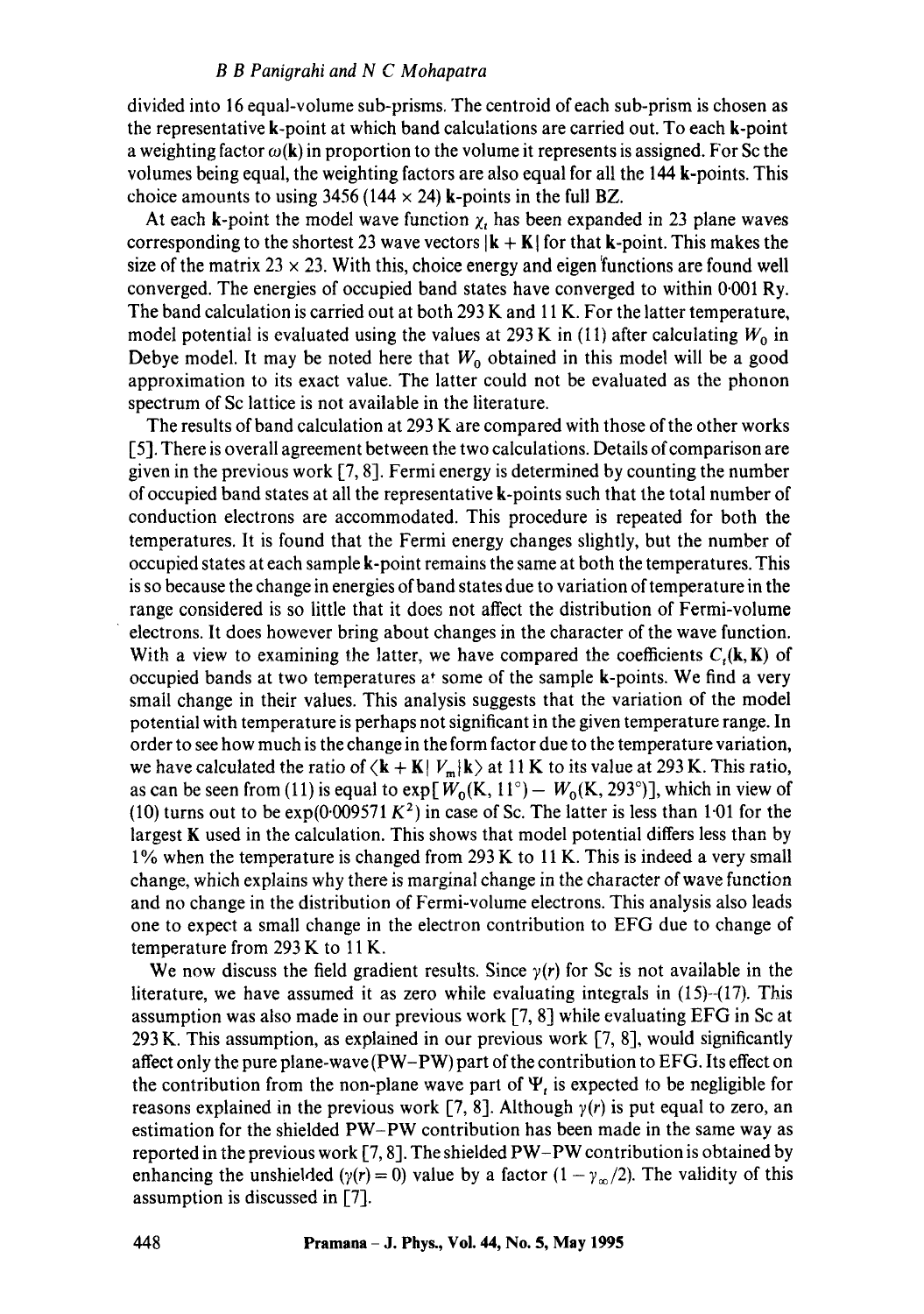divided into 16 equal-volume sub-prisms. The centroid of each sub-prism is chosen as the representative **k**-point at which band calculations are carried out. To each **k**-point a weighting factor $\omega(\mathbf{k})$ in proportion to the volume it represents is assigned. For Sc the volumes being equal, the weighting factors are also equal for all the 144 **k**-points. This choice amounts to using 3456 ($144 \times 24$) **k**-points in the full BZ.

At each **k**-point the model wave function $\chi_t$ has been expanded in 23 plane waves corresponding to the shortest 23 wave vectors $|\mathbf{k} + \mathbf{K}|$ for that **k**-point. This makes the size of the matrix $23 \times 23$. With this, choice energy and eigen functions are found well converged. The energies of occupied band states have converged to within 0·001 Ry. The band calculation is carried out at both 293 K and 11 K. For the latter temperature, model potential is evaluated using the values at 293 K in (11) after calculating $W_0$ in Debye model. It may be noted here that $W_0$ obtained in this model will be a good approximation to its exact value. The latter could not be evaluated as the phonon spectrum of Sc lattice is not available in the literature.

The results of band calculation at 293 K are compared with those of the other works [5]. There is overall agreement between the two calculations. Details of comparison are given in the previous work [7, 8]. Fermi energy is determined by counting the number of occupied band states at all the representative **k**-points such that the total number of conduction electrons are accommodated. This procedure is repeated for both the temperatures. It is found that the Fermi energy changes slightly, but the number of occupied states at each sample **k**-point remains the same at both the temperatures. This is so because the change in energies of band states due to variation of temperature in the range considered is so little that it does not affect the distribution of Fermi-volume electrons. It does however bring about changes in the character of the wave function. With a view to examining the latter, we have compared the coefficients $C_t(\mathbf{k}, \mathbf{K})$ of occupied bands at two temperatures at some of the sample **k**-points. We find a very small change in their values. This analysis suggests that the variation of the model potential with temperature is perhaps not significant in the given temperature range. In order to see how much is the change in the form factor due to the temperature variation, we have calculated the ratio of $\langle \mathbf{k} + \mathbf{K} | V_m | \mathbf{k} \rangle$ at 11 K to its value at 293 K. This ratio, as can be seen from (11) is equal to $\exp[W_0(\mathrm{K}, 11^\circ) - W_0(\mathrm{K}, 293^\circ)]$, which in view of (10) turns out to be $\exp(0{\cdot}009571\, K^2)$ in case of Sc. The latter is less than 1·01 for the largest **K** used in the calculation. This shows that model potential differs less than by 1% when the temperature is changed from 293 K to 11 K. This is indeed a very small change, which explains why there is marginal change in the character of wave function and no change in the distribution of Fermi-volume electrons. This analysis also leads one to expect a small change in the electron contribution to EFG due to change of temperature from 293 K to 11 K.

We now discuss the field gradient results. Since $\gamma(r)$ for Sc is not available in the literature, we have assumed it as zero while evaluating integrals in (15)–(17). This assumption was also made in our previous work [7, 8] while evaluating EFG in Sc at 293 K. This assumption, as explained in our previous work [7, 8], would significantly affect only the pure plane-wave (PW–PW) part of the contribution to EFG. Its effect on the contribution from the non-plane wave part of $\Psi_t$ is expected to be negligible for reasons explained in the previous work [7, 8]. Although $\gamma(r)$ is put equal to zero, an estimation for the shielded PW–PW contribution has been made in the same way as reported in the previous work [7, 8]. The shielded PW–PW contribution is obtained by enhancing the unshielded ($\gamma(r) = 0$) value by a factor $(1 - \gamma_\infty/2)$. The validity of this assumption is discussed in [7].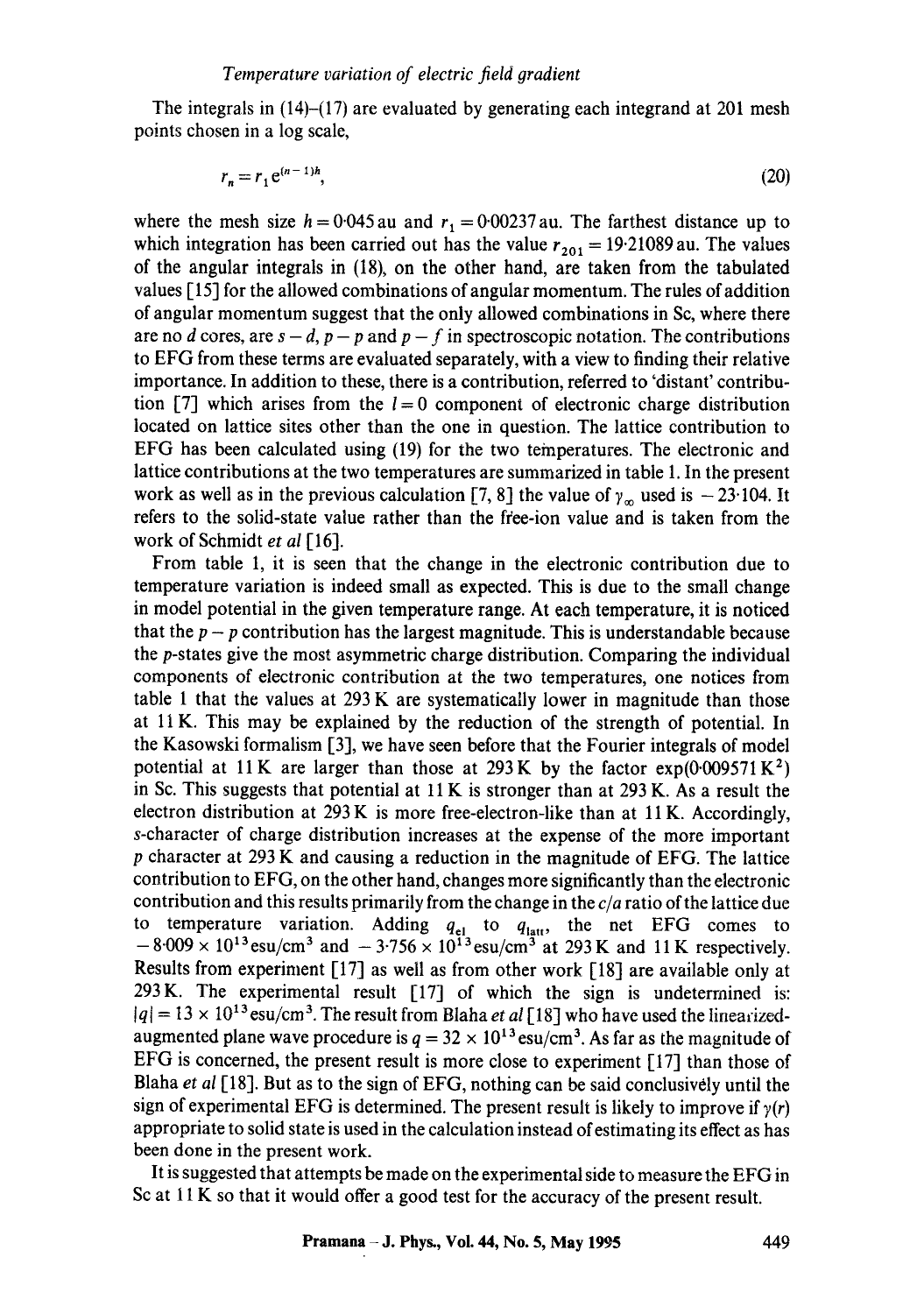The integrals in (14)–(17) are evaluated by generating each integrand at 201 mesh points chosen in a log scale,

$$r_n = r_1 e^{(n-1)h}, \tag{20}$$

where the mesh size $h = 0.045$ au and $r_1 = 0.00237$ au. The farthest distance up to which integration has been carried out has the value $r_{201} = 19.21089$ au. The values of the angular integrals in (18), on the other hand, are taken from the tabulated values [15] for the allowed combinations of angular momentum. The rules of addition of angular momentum suggest that the only allowed combinations in Sc, where there are no $d$ cores, are $s-d$, $p-p$ and $p-f$ in spectroscopic notation. The contributions to EFG from these terms are evaluated separately, with a view to finding their relative importance. In addition to these, there is a contribution, referred to 'distant' contribution [7] which arises from the $l = 0$ component of electronic charge distribution located on lattice sites other than the one in question. The lattice contribution to EFG has been calculated using (19) for the two temperatures. The electronic and lattice contributions at the two temperatures are summarized in table 1. In the present work as well as in the previous calculation [7, 8] the value of $\gamma_\infty$ used is $-23.104$. It refers to the solid-state value rather than the free-ion value and is taken from the work of Schmidt *et al* [16].

From table 1, it is seen that the change in the electronic contribution due to temperature variation is indeed small as expected. This is due to the small change in model potential in the given temperature range. At each temperature, it is noticed that the $p-p$ contribution has the largest magnitude. This is understandable because the $p$-states give the most asymmetric charge distribution. Comparing the individual components of electronic contribution at the two temperatures, one notices from table 1 that the values at 293 K are systematically lower in magnitude than those at 11 K. This may be explained by the reduction of the strength of potential. In the Kasowski formalism [3], we have seen before that the Fourier integrals of model potential at 11 K are larger than those at 293 K by the factor $\exp(0.009571\,K^2)$ in Sc. This suggests that potential at 11 K is stronger than at 293 K. As a result the electron distribution at 293 K is more free-electron-like than at 11 K. Accordingly, $s$-character of charge distribution increases at the expense of the more important $p$ character at 293 K and causing a reduction in the magnitude of EFG. The lattice contribution to EFG, on the other hand, changes more significantly than the electronic contribution and this results primarily from the change in the $c/a$ ratio of the lattice due to temperature variation. Adding $q_{el}$ to $q_{latt}$, the net EFG comes to $-8.009 \times 10^{13}\,\mathrm{esu/cm^3}$ and $-3.756 \times 10^{13}\,\mathrm{esu/cm^3}$ at 293 K and 11 K respectively. Results from experiment [17] as well as from other work [18] are available only at 293 K. The experimental result [17] of which the sign is undetermined is: $|q| = 13 \times 10^{13}\,\mathrm{esu/cm^3}$. The result from Blaha *et al* [18] who have used the linearized-augmented plane wave procedure is $q = 32 \times 10^{13}\,\mathrm{esu/cm^3}$. As far as the magnitude of EFG is concerned, the present result is more close to experiment [17] than those of Blaha *et al* [18]. But as to the sign of EFG, nothing can be said conclusively until the sign of experimental EFG is determined. The present result is likely to improve if $\gamma(r)$ appropriate to solid state is used in the calculation instead of estimating its effect as has been done in the present work.

It is suggested that attempts be made on the experimental side to measure the EFG in Sc at 11 K so that it would offer a good test for the accuracy of the present result.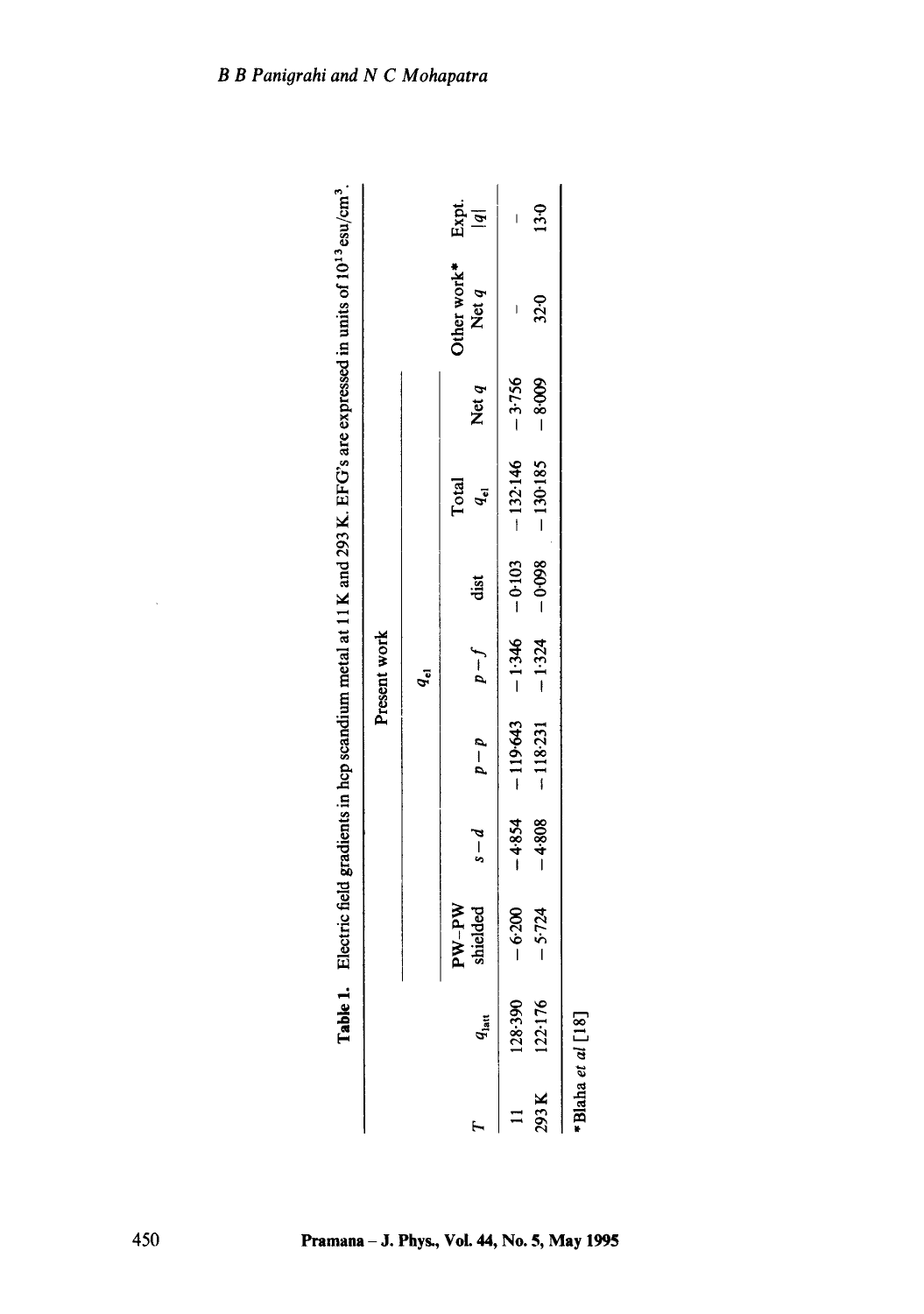**Table 1.** Electric field gradients in hcp scandium metal at 11 K and 293 K. EFG's are expressed in units of $10^{13}$ esu/cm$^3$.

| | | Present work | | | | | | | Other work* | Expt. |
|---|---|---|---|---|---|---|---|---|---|---|
| | | $q_{el}$ | | | | | | | | |
| $T$ | $q_{latt}$ | PW–PW shielded | $s-d$ | $p-p$ | $p-f$ | dist | Total $q_{el}$ | Net $q$ | Net $q$ | $\lvert q \rvert$ |
| 11 | 128·390 | −6·200 | −4·854 | −119·643 | −1·346 | −0·103 | −132·146 | −3·756 | – | – |
| 293 K | 122·176 | −5·724 | −4·808 | −118·231 | −1·324 | −0·098 | −130·185 | −8·009 | 32·0 | 13·0 |

*Blaha *et al* [18]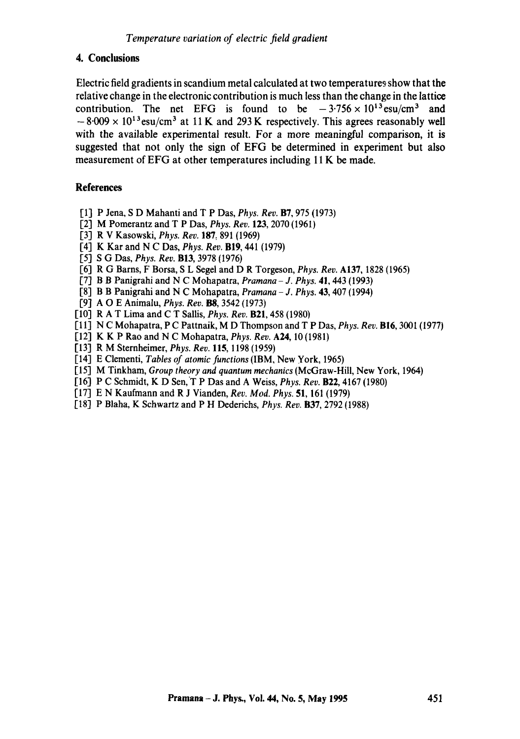## 4. Conclusions

Electric field gradients in scandium metal calculated at two temperatures show that the relative change in the electronic contribution is much less than the change in the lattice contribution. The net EFG is found to be $-3.756 \times 10^{13}$ esu/cm$^3$ and $-8.009 \times 10^{13}$ esu/cm$^3$ at 11 K and 293 K respectively. This agrees reasonably well with the available experimental result. For a more meaningful comparison, it is suggested that not only the sign of EFG be determined in experiment but also measurement of EFG at other temperatures including 11 K be made.

## References

[1] P Jena, S D Mahanti and T P Das, *Phys. Rev.* **B7**, 975 (1973)

[2] M Pomerantz and T P Das, *Phys. Rev.* **123**, 2070 (1961)

[3] R V Kasowski, *Phys. Rev.* **187**, 891 (1969)

[4] K Kar and N C Das, *Phys. Rev.* **B19**, 441 (1979)

[5] S G Das, *Phys. Rev.* **B13**, 3978 (1976)

[6] R G Barns, F Borsa, S L Segel and D R Torgeson, *Phys. Rev.* **A137**, 1828 (1965)

[7] B B Panigrahi and N C Mohapatra, *Pramana – J. Phys.* **41**, 443 (1993)

[8] B B Panigrahi and N C Mohapatra, *Pramana – J. Phys.* **43**, 407 (1994)

[9] A O E Animalu, *Phys. Rev.* **B8**, 3542 (1973)

[10] R A T Lima and C T Sallis, *Phys. Rev.* **B21**, 458 (1980)

[11] N C Mohapatra, P C Pattnaik, M D Thompson and T P Das, *Phys. Rev.* **B16**, 3001 (1977)

[12] K K P Rao and N C Mohapatra, *Phys. Rev.* **A24**, 10 (1981)

[13] R M Sternheimer, *Phys. Rev.* **115**, 1198 (1959)

[14] E Clementi, *Tables of atomic functions* (IBM, New York, 1965)

[15] M Tinkham, *Group theory and quantum mechanics* (McGraw-Hill, New York, 1964)

[16] P C Schmidt, K D Sen, T P Das and A Weiss, *Phys. Rev.* **B22**, 4167 (1980)

[17] E N Kaufmann and R J Vianden, *Rev. Mod. Phys.* **51**, 161 (1979)

[18] P Blaha, K Schwartz and P H Dederichs, *Phys. Rev.* **B37**, 2792 (1988)